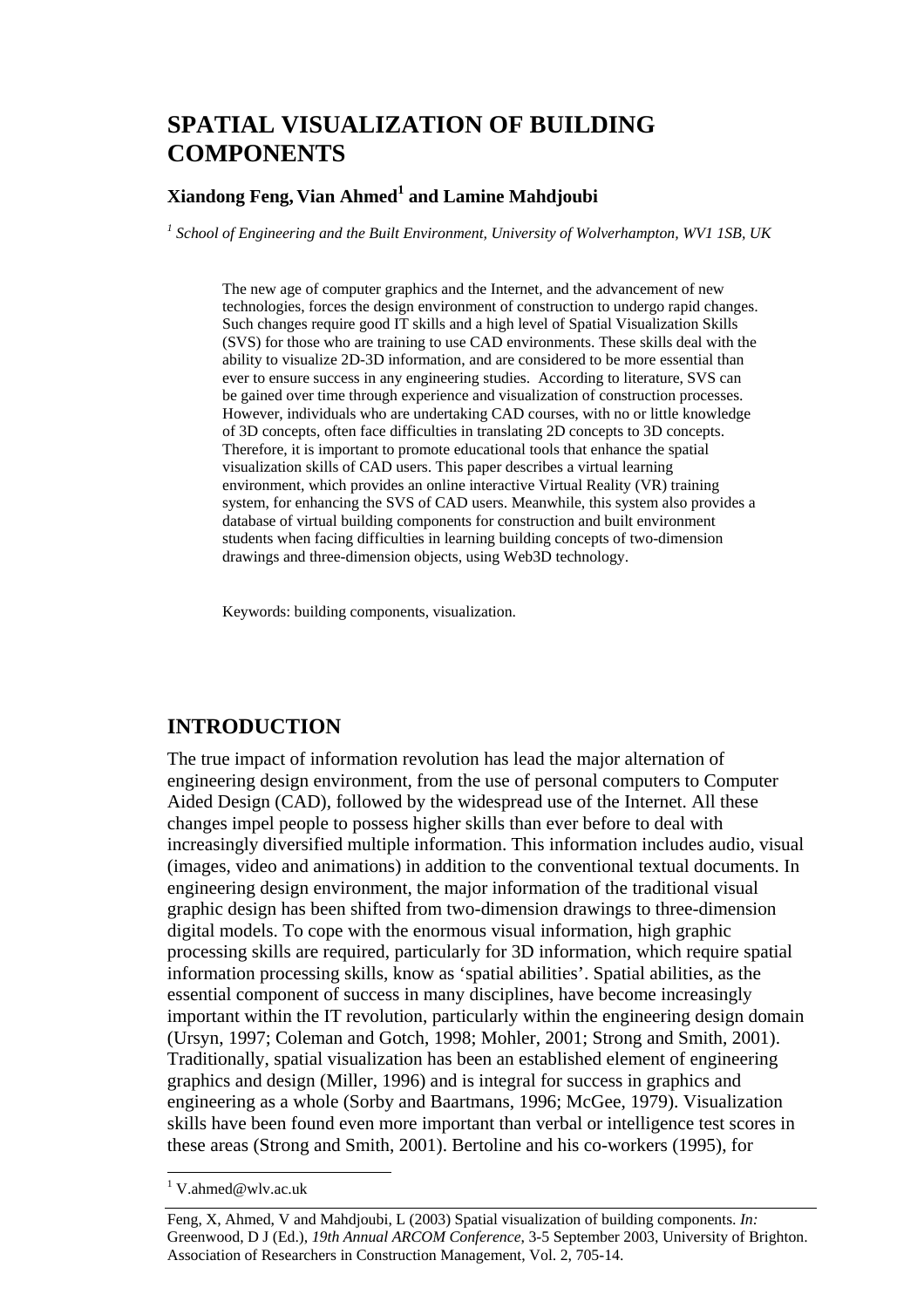# SPATIAL VISUALIZATION OF BUILDING COMPONENTS

**Xiandong Feng, Vian Ahmed[1] and Lamine Mahdjoubi**

*[1] School of Engineering and the Built Environment, University of Wolverhampton, WV1 1SB, UK*

The new age of computer graphics and the Internet, and the advancement of new technologies, forces the design environment of construction to undergo rapid changes. Such changes require good IT skills and a high level of Spatial Visualization Skills (SVS) for those who are training to use CAD environments. These skills deal with the ability to visualize 2D-3D information, and are considered to be more essential than ever to ensure success in any engineering studies. According to literature, SVS can be gained over time through experience and visualization of construction processes. However, individuals who are undertaking CAD courses, with no or little knowledge of 3D concepts, often face difficulties in translating 2D concepts to 3D concepts. Therefore, it is important to promote educational tools that enhance the spatial visualization skills of CAD users. This paper describes a virtual learning environment, which provides an online interactive Virtual Reality (VR) training system, for enhancing the SVS of CAD users. Meanwhile, this system also provides a database of virtual building components for construction and built environment students when facing difficulties in learning building concepts of two-dimension drawings and three-dimension objects, using Web3D technology.

Keywords: building components, visualization.

## INTRODUCTION

The true impact of information revolution has lead the major alternation of engineering design environment, from the use of personal computers to Computer Aided Design (CAD), followed by the widespread use of the Internet. All these changes impel people to possess higher skills than ever before to deal with increasingly diversified multiple information. This information includes audio, visual (images, video and animations) in addition to the conventional textual documents. In engineering design environment, the major information of the traditional visual graphic design has been shifted from two-dimension drawings to three-dimension digital models. To cope with the enormous visual information, high graphic processing skills are required, particularly for 3D information, which require spatial information processing skills, know as 'spatial abilities'. Spatial abilities, as the essential component of success in many disciplines, have become increasingly important within the IT revolution, particularly within the engineering design domain (Ursyn, 1997; Coleman and Gotch, 1998; Mohler, 2001; Strong and Smith, 2001). Traditionally, spatial visualization has been an established element of engineering graphics and design (Miller, 1996) and is integral for success in graphics and engineering as a whole (Sorby and Baartmans, 1996; McGee, 1979). Visualization skills have been found even more important than verbal or intelligence test scores in these areas (Strong and Smith, 2001). Bertoline and his co-workers (1995), for

[1] V.ahmed@wlv.ac.uk

Feng, X, Ahmed, V and Mahdjoubi, L (2003) Spatial visualization of building components. *In:* Greenwood, D J (Ed.), *19th Annual ARCOM Conference,* 3-5 September 2003, University of Brighton. Association of Researchers in Construction Management, Vol. 2, 705-14.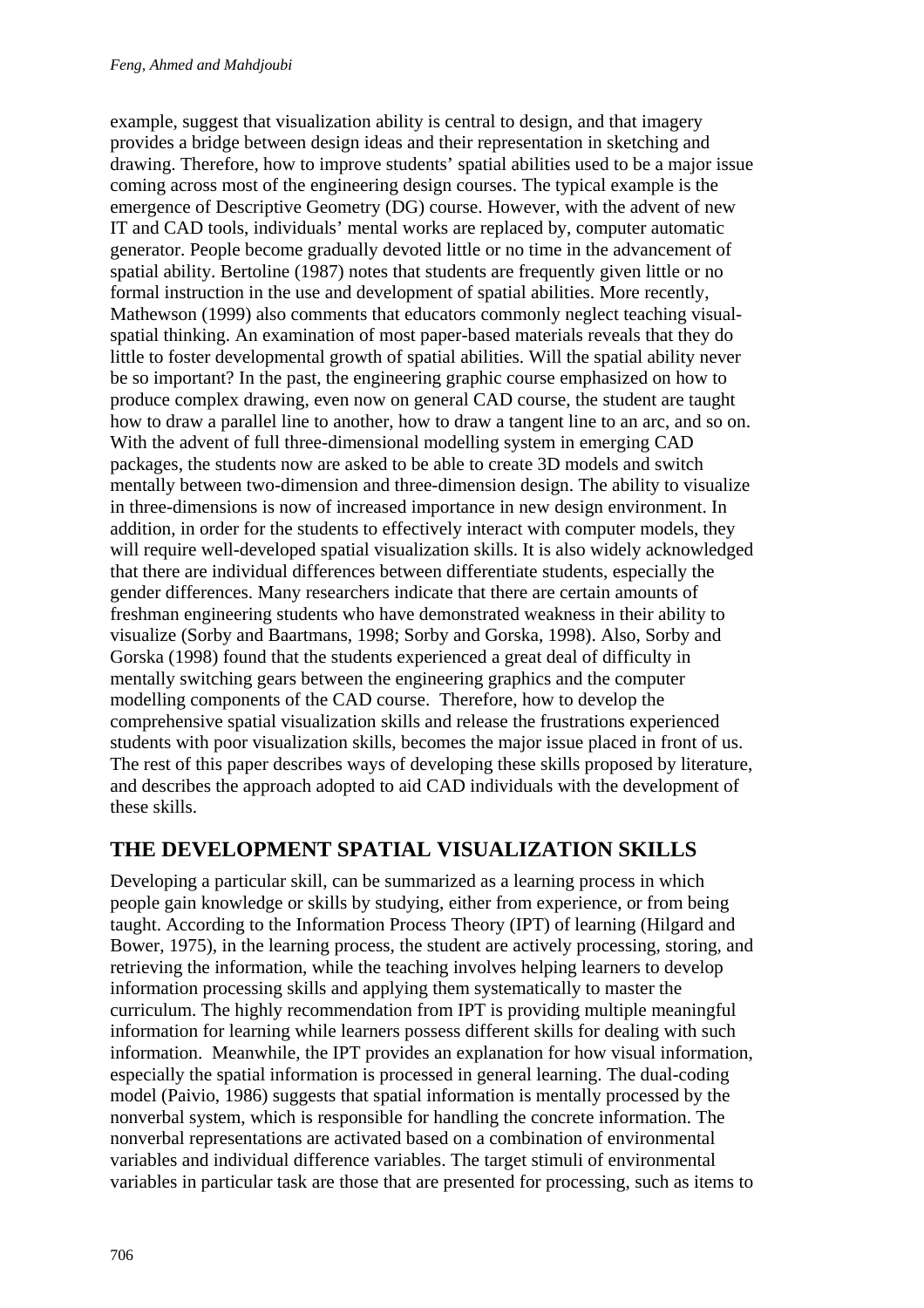example, suggest that visualization ability is central to design, and that imagery provides a bridge between design ideas and their representation in sketching and drawing. Therefore, how to improve students' spatial abilities used to be a major issue coming across most of the engineering design courses. The typical example is the emergence of Descriptive Geometry (DG) course. However, with the advent of new IT and CAD tools, individuals' mental works are replaced by, computer automatic generator. People become gradually devoted little or no time in the advancement of spatial ability. Bertoline (1987) notes that students are frequently given little or no formal instruction in the use and development of spatial abilities. More recently, Mathewson (1999) also comments that educators commonly neglect teaching visual-spatial thinking. An examination of most paper-based materials reveals that they do little to foster developmental growth of spatial abilities. Will the spatial ability never be so important? In the past, the engineering graphic course emphasized on how to produce complex drawing, even now on general CAD course, the student are taught how to draw a parallel line to another, how to draw a tangent line to an arc, and so on. With the advent of full three-dimensional modelling system in emerging CAD packages, the students now are asked to be able to create 3D models and switch mentally between two-dimension and three-dimension design. The ability to visualize in three-dimensions is now of increased importance in new design environment. In addition, in order for the students to effectively interact with computer models, they will require well-developed spatial visualization skills. It is also widely acknowledged that there are individual differences between differentiate students, especially the gender differences. Many researchers indicate that there are certain amounts of freshman engineering students who have demonstrated weakness in their ability to visualize (Sorby and Baartmans, 1998; Sorby and Gorska, 1998). Also, Sorby and Gorska (1998) found that the students experienced a great deal of difficulty in mentally switching gears between the engineering graphics and the computer modelling components of the CAD course. Therefore, how to develop the comprehensive spatial visualization skills and release the frustrations experienced students with poor visualization skills, becomes the major issue placed in front of us. The rest of this paper describes ways of developing these skills proposed by literature, and describes the approach adopted to aid CAD individuals with the development of these skills.

## THE DEVELOPMENT SPATIAL VISUALIZATION SKILLS

Developing a particular skill, can be summarized as a learning process in which people gain knowledge or skills by studying, either from experience, or from being taught. According to the Information Process Theory (IPT) of learning (Hilgard and Bower, 1975), in the learning process, the student are actively processing, storing, and retrieving the information, while the teaching involves helping learners to develop information processing skills and applying them systematically to master the curriculum. The highly recommendation from IPT is providing multiple meaningful information for learning while learners possess different skills for dealing with such information. Meanwhile, the IPT provides an explanation for how visual information, especially the spatial information is processed in general learning. The dual-coding model (Paivio, 1986) suggests that spatial information is mentally processed by the nonverbal system, which is responsible for handling the concrete information. The nonverbal representations are activated based on a combination of environmental variables and individual difference variables. The target stimuli of environmental variables in particular task are those that are presented for processing, such as items to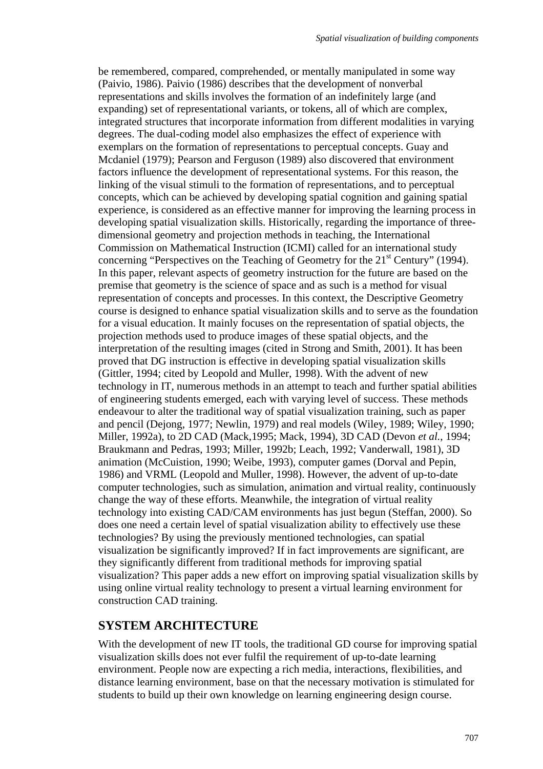be remembered, compared, comprehended, or mentally manipulated in some way (Paivio, 1986). Paivio (1986) describes that the development of nonverbal representations and skills involves the formation of an indefinitely large (and expanding) set of representational variants, or tokens, all of which are complex, integrated structures that incorporate information from different modalities in varying degrees. The dual-coding model also emphasizes the effect of experience with exemplars on the formation of representations to perceptual concepts. Guay and Mcdaniel (1979); Pearson and Ferguson (1989) also discovered that environment factors influence the development of representational systems. For this reason, the linking of the visual stimuli to the formation of representations, and to perceptual concepts, which can be achieved by developing spatial cognition and gaining spatial experience, is considered as an effective manner for improving the learning process in developing spatial visualization skills. Historically, regarding the importance of three-dimensional geometry and projection methods in teaching, the International Commission on Mathematical Instruction (ICMI) called for an international study concerning "Perspectives on the Teaching of Geometry for the 21st Century" (1994). In this paper, relevant aspects of geometry instruction for the future are based on the premise that geometry is the science of space and as such is a method for visual representation of concepts and processes. In this context, the Descriptive Geometry course is designed to enhance spatial visualization skills and to serve as the foundation for a visual education. It mainly focuses on the representation of spatial objects, the projection methods used to produce images of these spatial objects, and the interpretation of the resulting images (cited in Strong and Smith, 2001). It has been proved that DG instruction is effective in developing spatial visualization skills (Gittler, 1994; cited by Leopold and Muller, 1998). With the advent of new technology in IT, numerous methods in an attempt to teach and further spatial abilities of engineering students emerged, each with varying level of success. These methods endeavour to alter the traditional way of spatial visualization training, such as paper and pencil (Dejong, 1977; Newlin, 1979) and real models (Wiley, 1989; Wiley, 1990; Miller, 1992a), to 2D CAD (Mack,1995; Mack, 1994), 3D CAD (Devon *et al.*, 1994; Braukmann and Pedras, 1993; Miller, 1992b; Leach, 1992; Vanderwall, 1981), 3D animation (McCuistion, 1990; Weibe, 1993), computer games (Dorval and Pepin, 1986) and VRML (Leopold and Muller, 1998). However, the advent of up-to-date computer technologies, such as simulation, animation and virtual reality, continuously change the way of these efforts. Meanwhile, the integration of virtual reality technology into existing CAD/CAM environments has just begun (Steffan, 2000). So does one need a certain level of spatial visualization ability to effectively use these technologies? By using the previously mentioned technologies, can spatial visualization be significantly improved? If in fact improvements are significant, are they significantly different from traditional methods for improving spatial visualization? This paper adds a new effort on improving spatial visualization skills by using online virtual reality technology to present a virtual learning environment for construction CAD training.

## SYSTEM ARCHITECTURE

With the development of new IT tools, the traditional GD course for improving spatial visualization skills does not ever fulfil the requirement of up-to-date learning environment. People now are expecting a rich media, interactions, flexibilities, and distance learning environment, base on that the necessary motivation is stimulated for students to build up their own knowledge on learning engineering design course.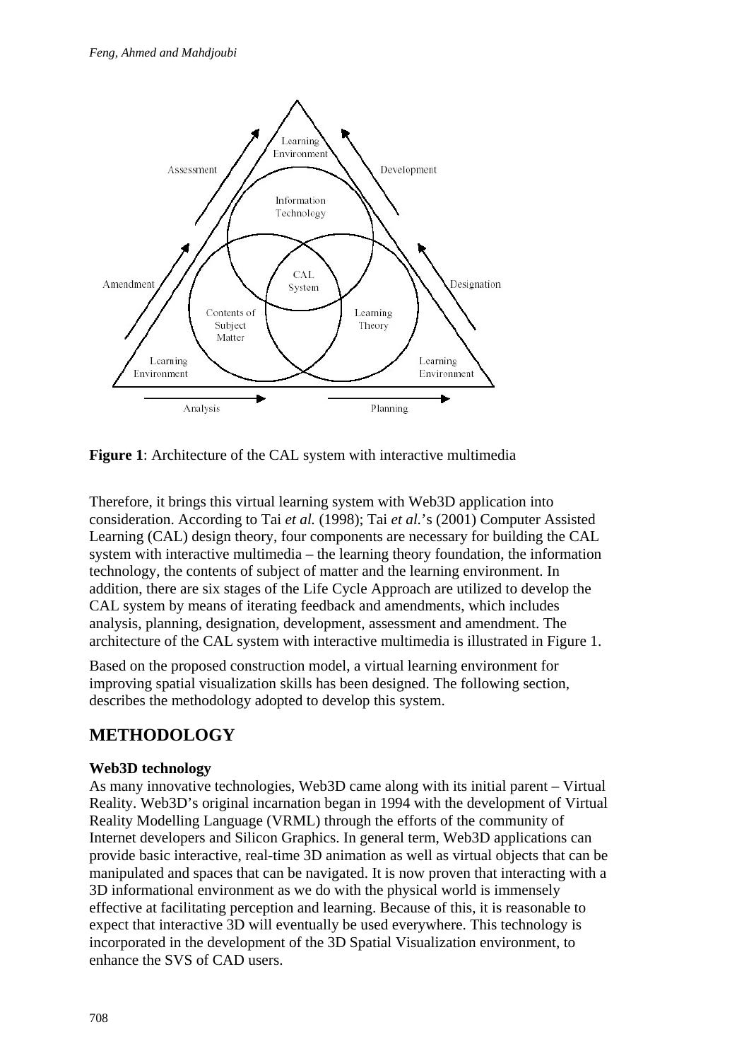**Figure 1**: Architecture of the CAL system with interactive multimedia

Therefore, it brings this virtual learning system with Web3D application into consideration. According to Tai *et al.* (1998); Tai *et al.*'s (2001) Computer Assisted Learning (CAL) design theory, four components are necessary for building the CAL system with interactive multimedia – the learning theory foundation, the information technology, the contents of subject of matter and the learning environment. In addition, there are six stages of the Life Cycle Approach are utilized to develop the CAL system by means of iterating feedback and amendments, which includes analysis, planning, designation, development, assessment and amendment. The architecture of the CAL system with interactive multimedia is illustrated in Figure 1.

Based on the proposed construction model, a virtual learning environment for improving spatial visualization skills has been designed. The following section, describes the methodology adopted to develop this system.

## METHODOLOGY

### Web3D technology

As many innovative technologies, Web3D came along with its initial parent – Virtual Reality. Web3D's original incarnation began in 1994 with the development of Virtual Reality Modelling Language (VRML) through the efforts of the community of Internet developers and Silicon Graphics. In general term, Web3D applications can provide basic interactive, real-time 3D animation as well as virtual objects that can be manipulated and spaces that can be navigated. It is now proven that interacting with a 3D informational environment as we do with the physical world is immensely effective at facilitating perception and learning. Because of this, it is reasonable to expect that interactive 3D will eventually be used everywhere. This technology is incorporated in the development of the 3D Spatial Visualization environment, to enhance the SVS of CAD users.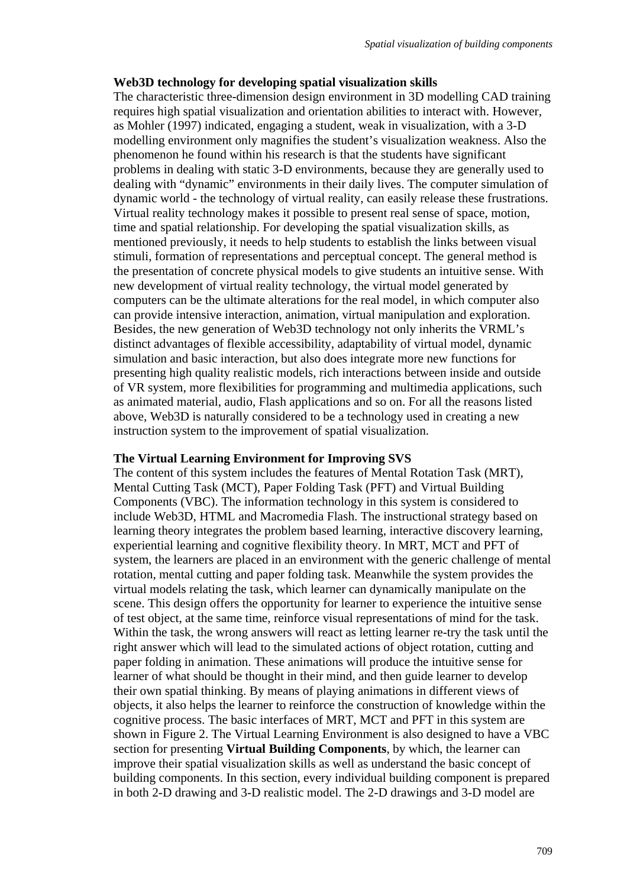**Web3D technology for developing spatial visualization skills**

The characteristic three-dimension design environment in 3D modelling CAD training requires high spatial visualization and orientation abilities to interact with. However, as Mohler (1997) indicated, engaging a student, weak in visualization, with a 3-D modelling environment only magnifies the student's visualization weakness. Also the phenomenon he found within his research is that the students have significant problems in dealing with static 3-D environments, because they are generally used to dealing with "dynamic" environments in their daily lives. The computer simulation of dynamic world - the technology of virtual reality, can easily release these frustrations. Virtual reality technology makes it possible to present real sense of space, motion, time and spatial relationship. For developing the spatial visualization skills, as mentioned previously, it needs to help students to establish the links between visual stimuli, formation of representations and perceptual concept. The general method is the presentation of concrete physical models to give students an intuitive sense. With new development of virtual reality technology, the virtual model generated by computers can be the ultimate alterations for the real model, in which computer also can provide intensive interaction, animation, virtual manipulation and exploration. Besides, the new generation of Web3D technology not only inherits the VRML's distinct advantages of flexible accessibility, adaptability of virtual model, dynamic simulation and basic interaction, but also does integrate more new functions for presenting high quality realistic models, rich interactions between inside and outside of VR system, more flexibilities for programming and multimedia applications, such as animated material, audio, Flash applications and so on. For all the reasons listed above, Web3D is naturally considered to be a technology used in creating a new instruction system to the improvement of spatial visualization.

**The Virtual Learning Environment for Improving SVS**

The content of this system includes the features of Mental Rotation Task (MRT), Mental Cutting Task (MCT), Paper Folding Task (PFT) and Virtual Building Components (VBC). The information technology in this system is considered to include Web3D, HTML and Macromedia Flash. The instructional strategy based on learning theory integrates the problem based learning, interactive discovery learning, experiential learning and cognitive flexibility theory. In MRT, MCT and PFT of system, the learners are placed in an environment with the generic challenge of mental rotation, mental cutting and paper folding task. Meanwhile the system provides the virtual models relating the task, which learner can dynamically manipulate on the scene. This design offers the opportunity for learner to experience the intuitive sense of test object, at the same time, reinforce visual representations of mind for the task. Within the task, the wrong answers will react as letting learner re-try the task until the right answer which will lead to the simulated actions of object rotation, cutting and paper folding in animation. These animations will produce the intuitive sense for learner of what should be thought in their mind, and then guide learner to develop their own spatial thinking. By means of playing animations in different views of objects, it also helps the learner to reinforce the construction of knowledge within the cognitive process. The basic interfaces of MRT, MCT and PFT in this system are shown in Figure 2. The Virtual Learning Environment is also designed to have a VBC section for presenting **Virtual Building Components**, by which, the learner can improve their spatial visualization skills as well as understand the basic concept of building components. In this section, every individual building component is prepared in both 2-D drawing and 3-D realistic model. The 2-D drawings and 3-D model are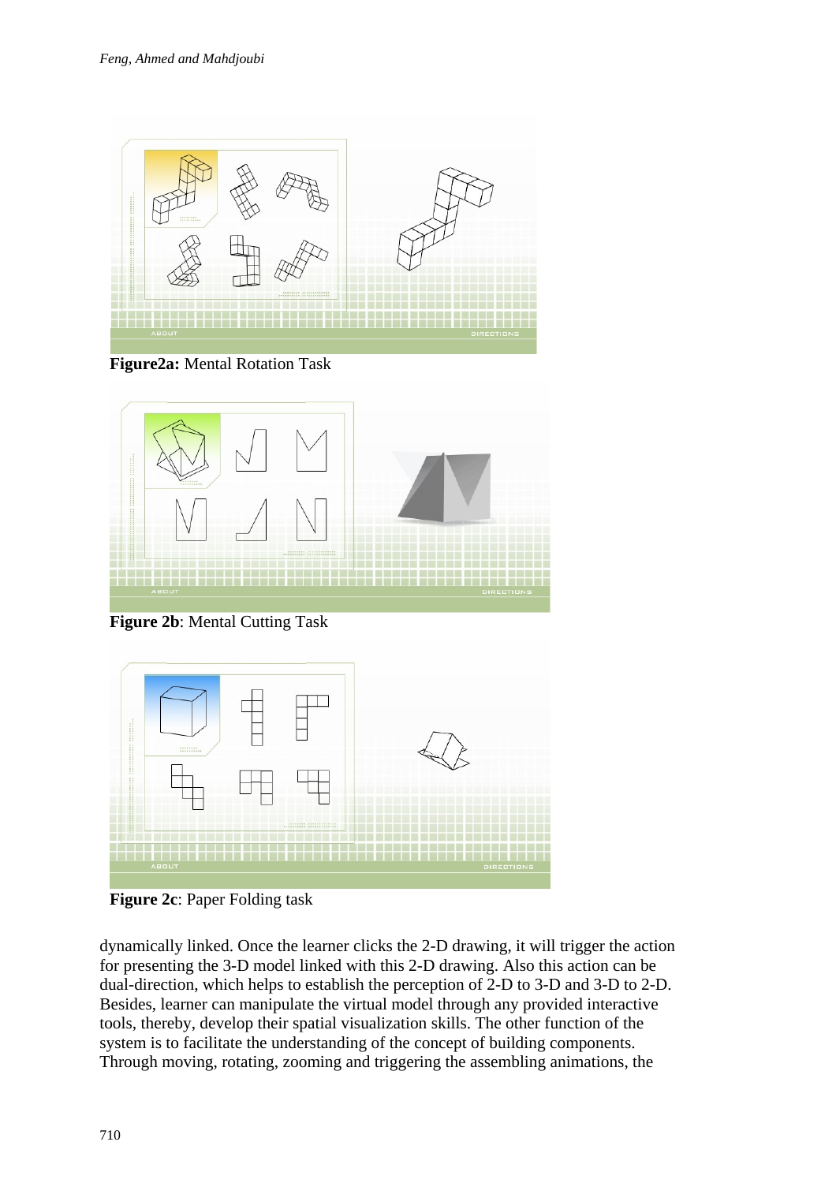**Figure2a:** Mental Rotation Task

**Figure 2b**: Mental Cutting Task

**Figure 2c**: Paper Folding task

dynamically linked. Once the learner clicks the 2-D drawing, it will trigger the action for presenting the 3-D model linked with this 2-D drawing. Also this action can be dual-direction, which helps to establish the perception of 2-D to 3-D and 3-D to 2-D. Besides, learner can manipulate the virtual model through any provided interactive tools, thereby, develop their spatial visualization skills. The other function of the system is to facilitate the understanding of the concept of building components. Through moving, rotating, zooming and triggering the assembling animations, the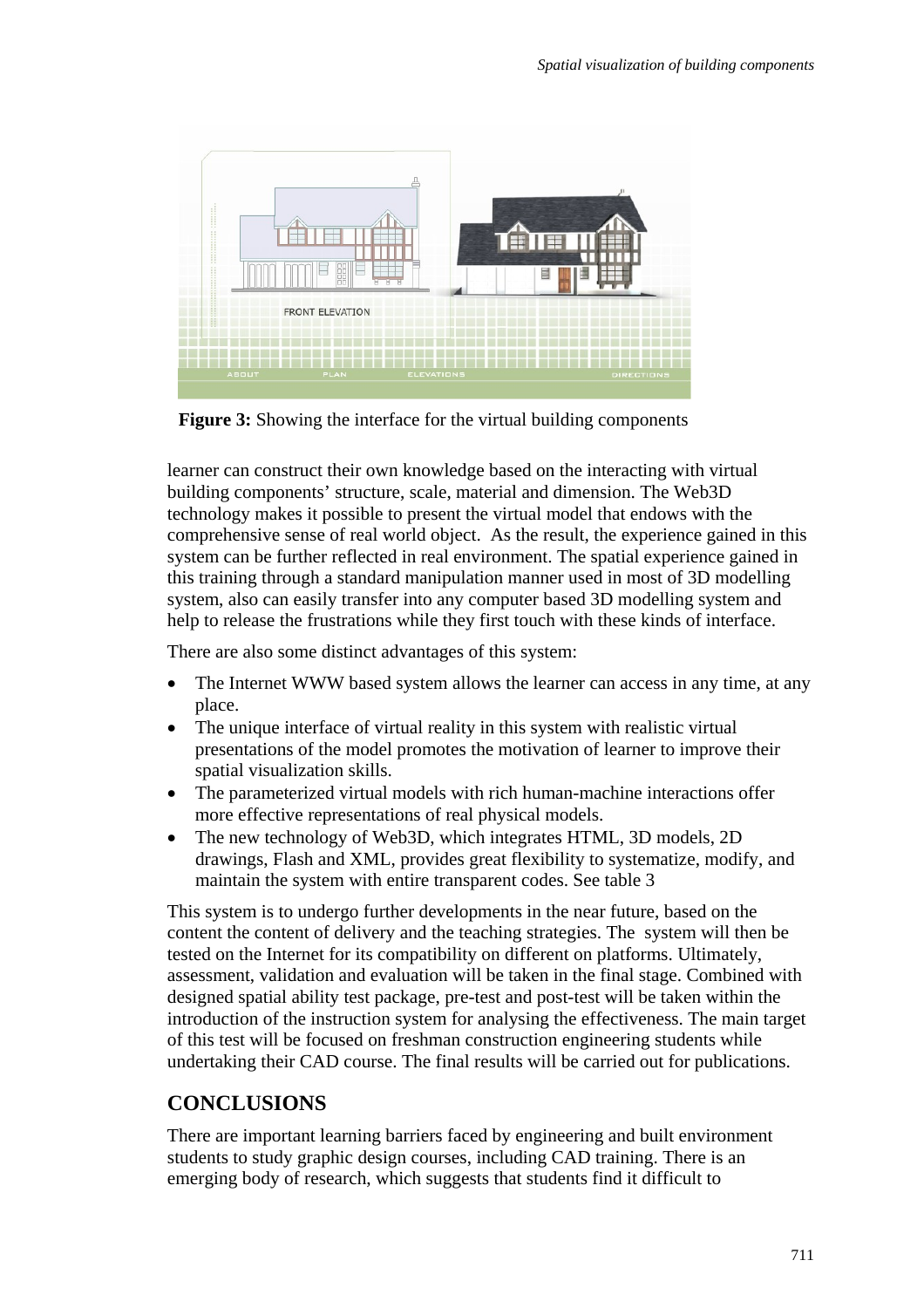**Figure 3:** Showing the interface for the virtual building components

learner can construct their own knowledge based on the interacting with virtual building components' structure, scale, material and dimension. The Web3D technology makes it possible to present the virtual model that endows with the comprehensive sense of real world object. As the result, the experience gained in this system can be further reflected in real environment. The spatial experience gained in this training through a standard manipulation manner used in most of 3D modelling system, also can easily transfer into any computer based 3D modelling system and help to release the frustrations while they first touch with these kinds of interface.

There are also some distinct advantages of this system:

- The Internet WWW based system allows the learner can access in any time, at any place.
- The unique interface of virtual reality in this system with realistic virtual presentations of the model promotes the motivation of learner to improve their spatial visualization skills.
- The parameterized virtual models with rich human-machine interactions offer more effective representations of real physical models.
- The new technology of Web3D, which integrates HTML, 3D models, 2D drawings, Flash and XML, provides great flexibility to systematize, modify, and maintain the system with entire transparent codes. See table 3

This system is to undergo further developments in the near future, based on the content the content of delivery and the teaching strategies. The system will then be tested on the Internet for its compatibility on different on platforms. Ultimately, assessment, validation and evaluation will be taken in the final stage. Combined with designed spatial ability test package, pre-test and post-test will be taken within the introduction of the instruction system for analysing the effectiveness. The main target of this test will be focused on freshman construction engineering students while undertaking their CAD course. The final results will be carried out for publications.

## CONCLUSIONS

There are important learning barriers faced by engineering and built environment students to study graphic design courses, including CAD training. There is an emerging body of research, which suggests that students find it difficult to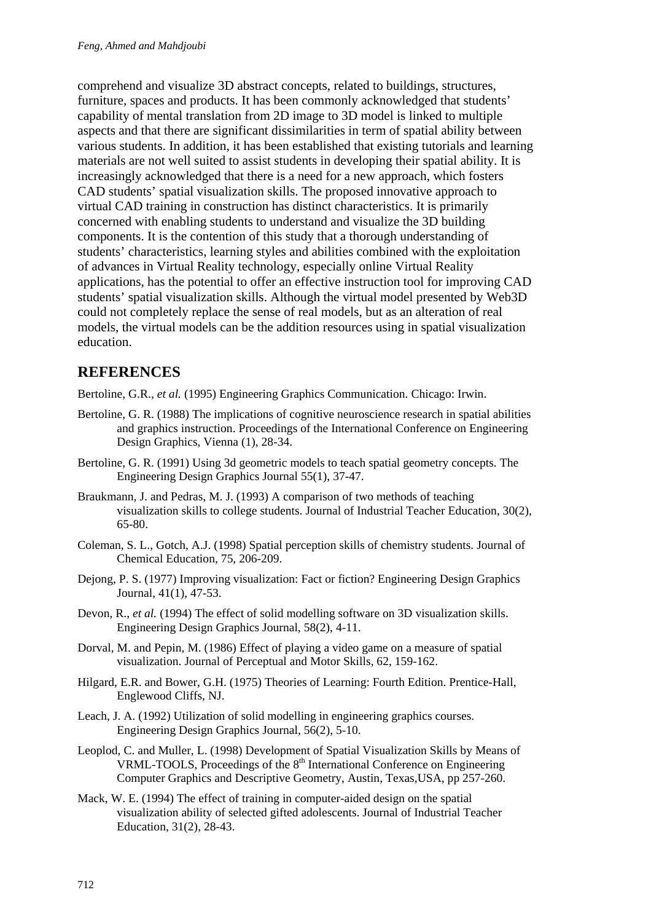comprehend and visualize 3D abstract concepts, related to buildings, structures, furniture, spaces and products. It has been commonly acknowledged that students' capability of mental translation from 2D image to 3D model is linked to multiple aspects and that there are significant dissimilarities in term of spatial ability between various students. In addition, it has been established that existing tutorials and learning materials are not well suited to assist students in developing their spatial ability. It is increasingly acknowledged that there is a need for a new approach, which fosters CAD students' spatial visualization skills. The proposed innovative approach to virtual CAD training in construction has distinct characteristics. It is primarily concerned with enabling students to understand and visualize the 3D building components. It is the contention of this study that a thorough understanding of students' characteristics, learning styles and abilities combined with the exploitation of advances in Virtual Reality technology, especially online Virtual Reality applications, has the potential to offer an effective instruction tool for improving CAD students' spatial visualization skills. Although the virtual model presented by Web3D could not completely replace the sense of real models, but as an alteration of real models, the virtual models can be the addition resources using in spatial visualization education.

## REFERENCES

Bertoline, G.R., *et al.* (1995) Engineering Graphics Communication. Chicago: Irwin.

Bertoline, G. R. (1988) The implications of cognitive neuroscience research in spatial abilities and graphics instruction. Proceedings of the International Conference on Engineering Design Graphics, Vienna (1), 28-34.

Bertoline, G. R. (1991) Using 3d geometric models to teach spatial geometry concepts. The Engineering Design Graphics Journal 55(1), 37-47.

Braukmann, J. and Pedras, M. J. (1993) A comparison of two methods of teaching visualization skills to college students. Journal of Industrial Teacher Education, 30(2), 65-80.

Coleman, S. L., Gotch, A.J. (1998) Spatial perception skills of chemistry students. Journal of Chemical Education, 75, 206-209.

Dejong, P. S. (1977) Improving visualization: Fact or fiction? Engineering Design Graphics Journal, 41(1), 47-53.

Devon, R., *et al.* (1994) The effect of solid modelling software on 3D visualization skills. Engineering Design Graphics Journal, 58(2), 4-11.

Dorval, M. and Pepin, M. (1986) Effect of playing a video game on a measure of spatial visualization. Journal of Perceptual and Motor Skills, 62, 159-162.

Hilgard, E.R. and Bower, G.H. (1975) Theories of Learning: Fourth Edition. Prentice-Hall, Englewood Cliffs, NJ.

Leach, J. A. (1992) Utilization of solid modelling in engineering graphics courses. Engineering Design Graphics Journal, 56(2), 5-10.

Leoplod, C. and Muller, L. (1998) Development of Spatial Visualization Skills by Means of VRML-TOOLS, Proceedings of the 8th International Conference on Engineering Computer Graphics and Descriptive Geometry, Austin, Texas,USA, pp 257-260.

Mack, W. E. (1994) The effect of training in computer-aided design on the spatial visualization ability of selected gifted adolescents. Journal of Industrial Teacher Education, 31(2), 28-43.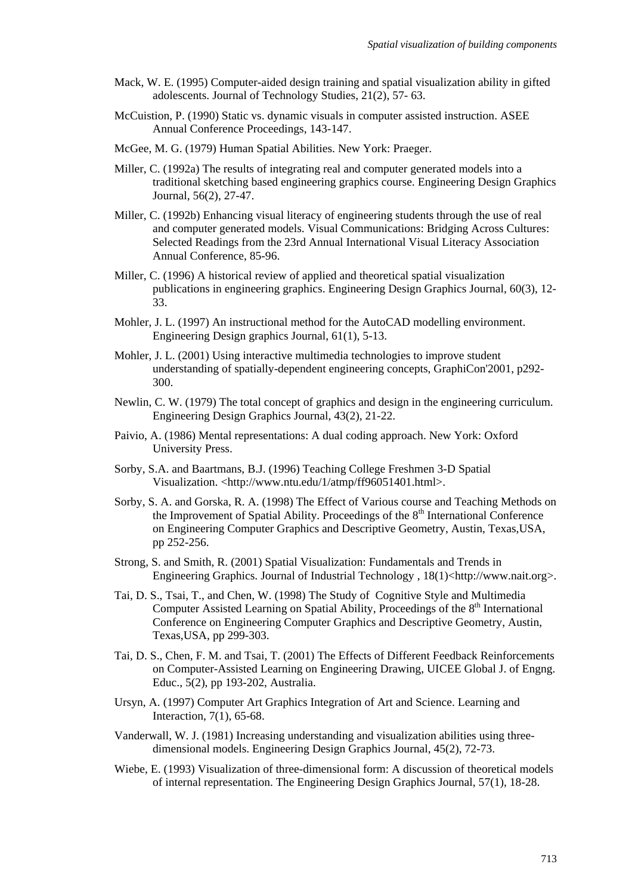Mack, W. E. (1995) Computer-aided design training and spatial visualization ability in gifted adolescents. Journal of Technology Studies, 21(2), 57- 63.

McCuistion, P. (1990) Static vs. dynamic visuals in computer assisted instruction. ASEE Annual Conference Proceedings, 143-147.

McGee, M. G. (1979) Human Spatial Abilities. New York: Praeger.

Miller, C. (1992a) The results of integrating real and computer generated models into a traditional sketching based engineering graphics course. Engineering Design Graphics Journal, 56(2), 27-47.

Miller, C. (1992b) Enhancing visual literacy of engineering students through the use of real and computer generated models. Visual Communications: Bridging Across Cultures: Selected Readings from the 23rd Annual International Visual Literacy Association Annual Conference, 85-96.

Miller, C. (1996) A historical review of applied and theoretical spatial visualization publications in engineering graphics. Engineering Design Graphics Journal, 60(3), 12-33.

Mohler, J. L. (1997) An instructional method for the AutoCAD modelling environment. Engineering Design graphics Journal, 61(1), 5-13.

Mohler, J. L. (2001) Using interactive multimedia technologies to improve student understanding of spatially-dependent engineering concepts, GraphiCon'2001, p292-300.

Newlin, C. W. (1979) The total concept of graphics and design in the engineering curriculum. Engineering Design Graphics Journal, 43(2), 21-22.

Paivio, A. (1986) Mental representations: A dual coding approach. New York: Oxford University Press.

Sorby, S.A. and Baartmans, B.J. (1996) Teaching College Freshmen 3-D Spatial Visualization. <http://www.ntu.edu/1/atmp/ff96051401.html>.

Sorby, S. A. and Gorska, R. A. (1998) The Effect of Various course and Teaching Methods on the Improvement of Spatial Ability. Proceedings of the 8th International Conference on Engineering Computer Graphics and Descriptive Geometry, Austin, Texas,USA, pp 252-256.

Strong, S. and Smith, R. (2001) Spatial Visualization: Fundamentals and Trends in Engineering Graphics. Journal of Industrial Technology , 18(1)<http://www.nait.org>.

Tai, D. S., Tsai, T., and Chen, W. (1998) The Study of Cognitive Style and Multimedia Computer Assisted Learning on Spatial Ability, Proceedings of the 8th International Conference on Engineering Computer Graphics and Descriptive Geometry, Austin, Texas,USA, pp 299-303.

Tai, D. S., Chen, F. M. and Tsai, T. (2001) The Effects of Different Feedback Reinforcements on Computer-Assisted Learning on Engineering Drawing, UICEE Global J. of Engng. Educ., 5(2), pp 193-202, Australia.

Ursyn, A. (1997) Computer Art Graphics Integration of Art and Science. Learning and Interaction, 7(1), 65-68.

Vanderwall, W. J. (1981) Increasing understanding and visualization abilities using three-dimensional models. Engineering Design Graphics Journal, 45(2), 72-73.

Wiebe, E. (1993) Visualization of three-dimensional form: A discussion of theoretical models of internal representation. The Engineering Design Graphics Journal, 57(1), 18-28.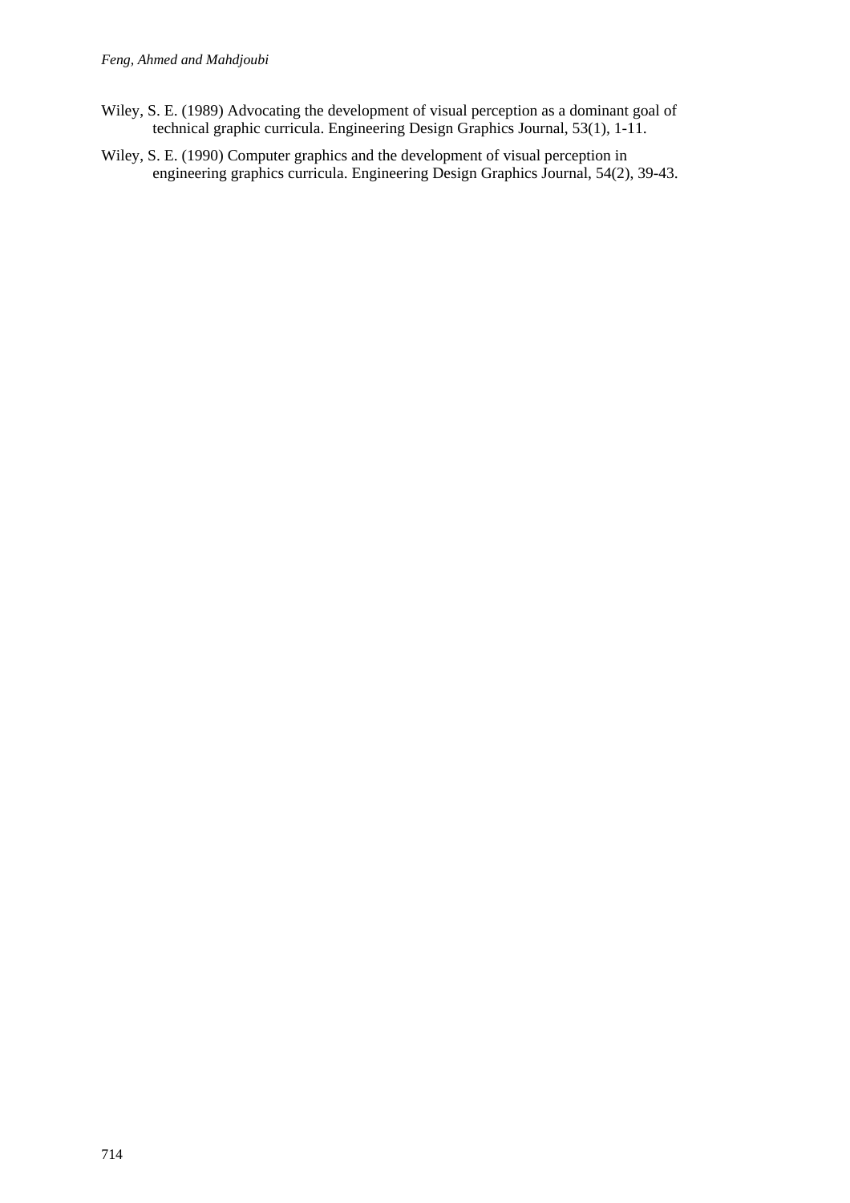Wiley, S. E. (1989) Advocating the development of visual perception as a dominant goal of technical graphic curricula. Engineering Design Graphics Journal, 53(1), 1-11.

Wiley, S. E. (1990) Computer graphics and the development of visual perception in engineering graphics curricula. Engineering Design Graphics Journal, 54(2), 39-43.